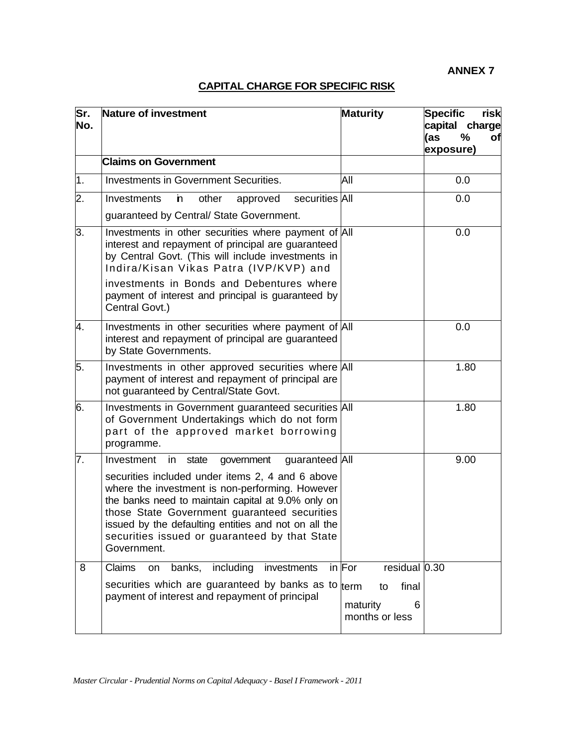**ANNEX 7**

## CAPITAL CHARGE FOR SPECIFIC RISK

| Sr. No. | Nature of investment | Maturity | Specific risk capital charge (as % of exposure) |
|---|---|---|---|
| | **Claims on Government** | | |
| 1. | Investments in Government Securities. | All | 0.0 |
| 2. | Investments in other approved securities guaranteed by Central/ State Government. | All | 0.0 |
| 3. | Investments in other securities where payment of interest and repayment of principal are guaranteed by Central Govt. (This will include investments in Indira/Kisan Vikas Patra (IVP/KVP) and investments in Bonds and Debentures where payment of interest and principal is guaranteed by Central Govt.) | All | 0.0 |
| 4. | Investments in other securities where payment of interest and repayment of principal are guaranteed by State Governments. | All | 0.0 |
| 5. | Investments in other approved securities where payment of interest and repayment of principal are not guaranteed by Central/State Govt. | All | 1.80 |
| 6. | Investments in Government guaranteed securities of Government Undertakings which do not form part of the approved market borrowing programme. | All | 1.80 |
| 7. | Investment in state government guaranteed securities included under items 2, 4 and 6 above where the investment is non-performing. However the banks need to maintain capital at 9.0% only on those State Government guaranteed securities issued by the defaulting entities and not on all the securities issued or guaranteed by that State Government. | All | 9.00 |
| 8 | Claims on banks, including investments in securities which are guaranteed by banks as to payment of interest and repayment of principal | For residual term to final maturity 6 months or less | 0.30 |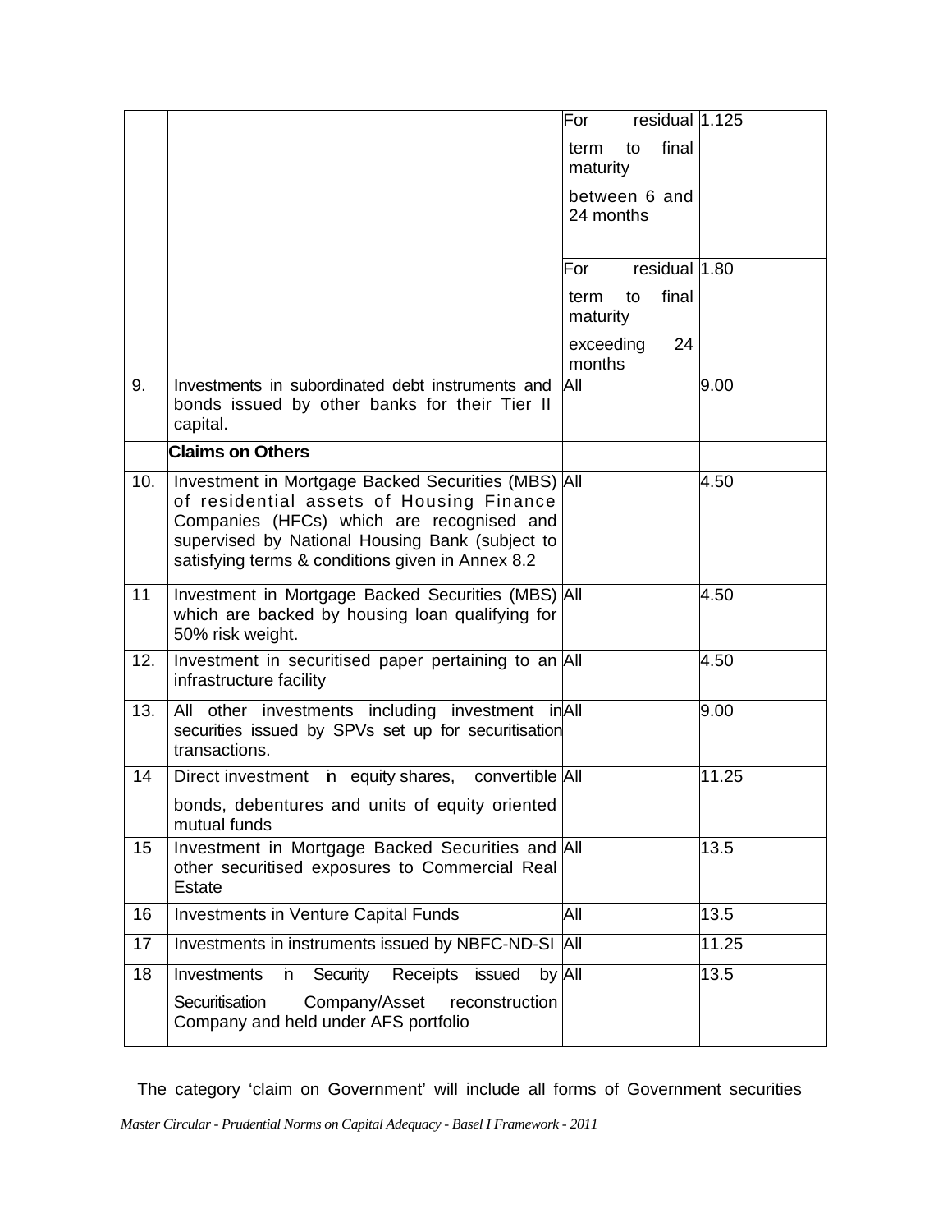| | | | |
|---|---|---|---|
| | | For residual term to final maturity between 6 and 24 months | 1.125 |
| | | For residual term to final maturity exceeding 24 months | 1.80 |
| 9. | Investments in subordinated debt instruments and bonds issued by other banks for their Tier II capital. | All | 9.00 |
| | **Claims on Others** | | |
| 10. | Investment in Mortgage Backed Securities (MBS) of residential assets of Housing Finance Companies (HFCs) which are recognised and supervised by National Housing Bank (subject to satisfying terms & conditions given in Annex 8.2 | All | 4.50 |
| 11 | Investment in Mortgage Backed Securities (MBS) which are backed by housing loan qualifying for 50% risk weight. | All | 4.50 |
| 12. | Investment in securitised paper pertaining to an infrastructure facility | All | 4.50 |
| 13. | All other investments including investment in securities issued by SPVs set up for securitisation transactions. | All | 9.00 |
| 14 | Direct investment in equity shares, convertible bonds, debentures and units of equity oriented mutual funds | All | 11.25 |
| 15 | Investment in Mortgage Backed Securities and other securitised exposures to Commercial Real Estate | All | 13.5 |
| 16 | Investments in Venture Capital Funds | All | 13.5 |
| 17 | Investments in instruments issued by NBFC-ND-SI | All | 11.25 |
| 18 | Investments in Security Receipts issued by Securitisation Company/Asset reconstruction Company and held under AFS portfolio | All | 13.5 |

The category 'claim on Government' will include all forms of Government securities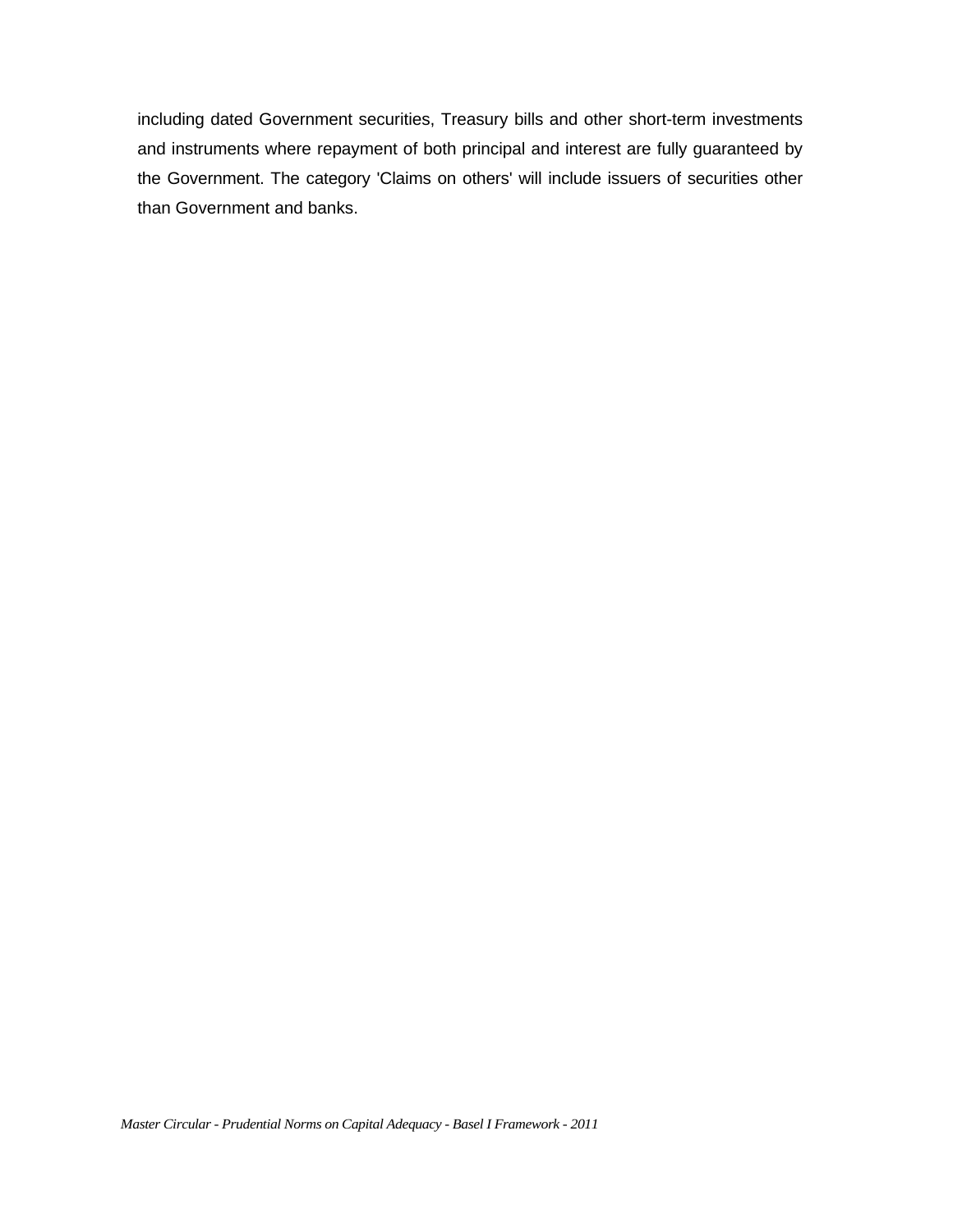including dated Government securities, Treasury bills and other short-term investments and instruments where repayment of both principal and interest are fully guaranteed by the Government. The category 'Claims on others' will include issuers of securities other than Government and banks.